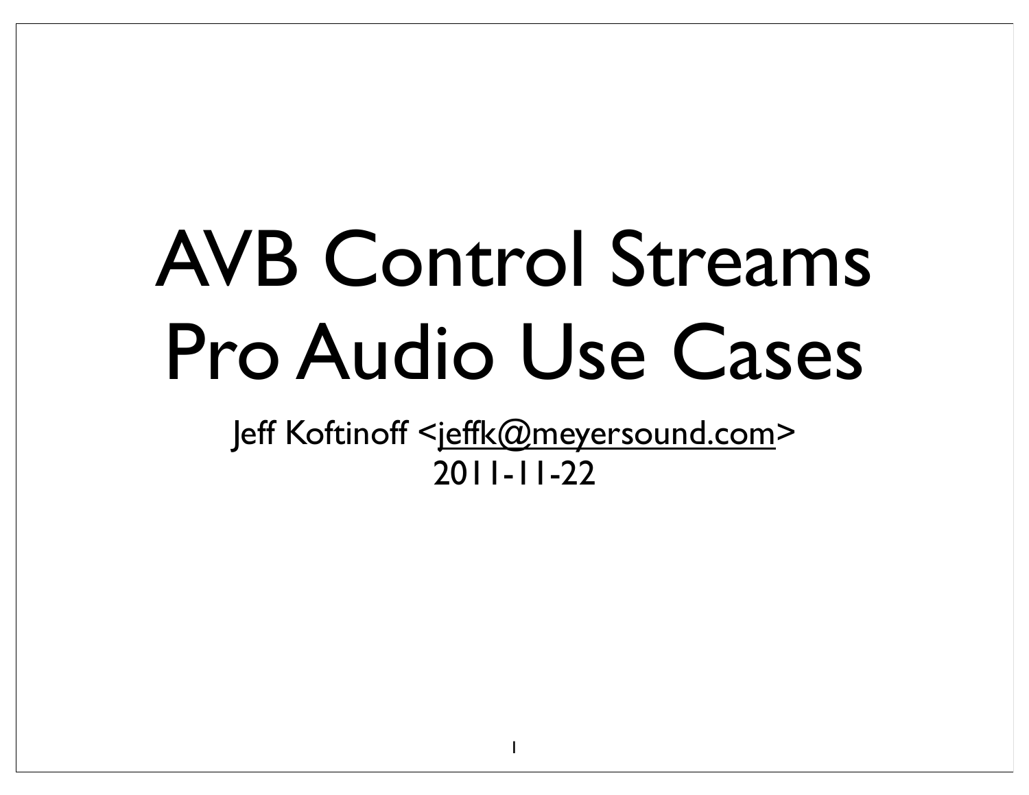# AVB Control Streams Pro Audio Use Cases

Jeff Koftinoff <jeffk@meyersound.com>

2011-11-22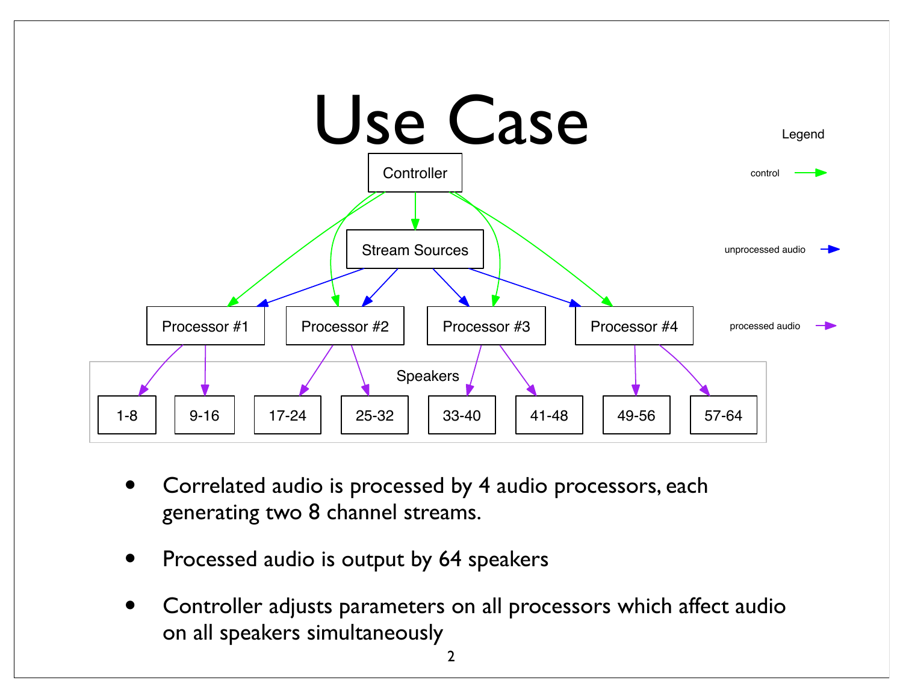# Use Case

- Correlated audio is processed by 4 audio processors, each generating two 8 channel streams.
- Processed audio is output by 64 speakers
- Controller adjusts parameters on all processors which affect audio on all speakers simultaneously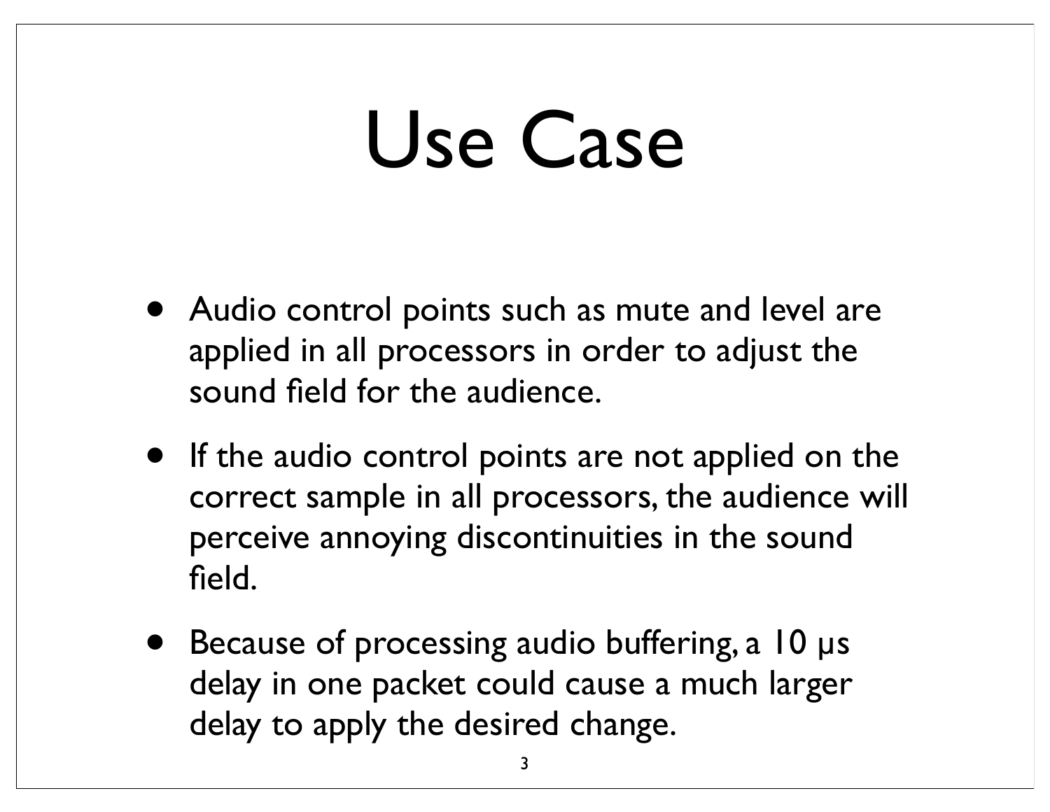# Use Case

- Audio control points such as mute and level are applied in all processors in order to adjust the sound field for the audience.
- If the audio control points are not applied on the correct sample in all processors, the audience will perceive annoying discontinuities in the sound field.
- Because of processing audio buffering, a 10 μs delay in one packet could cause a much larger delay to apply the desired change.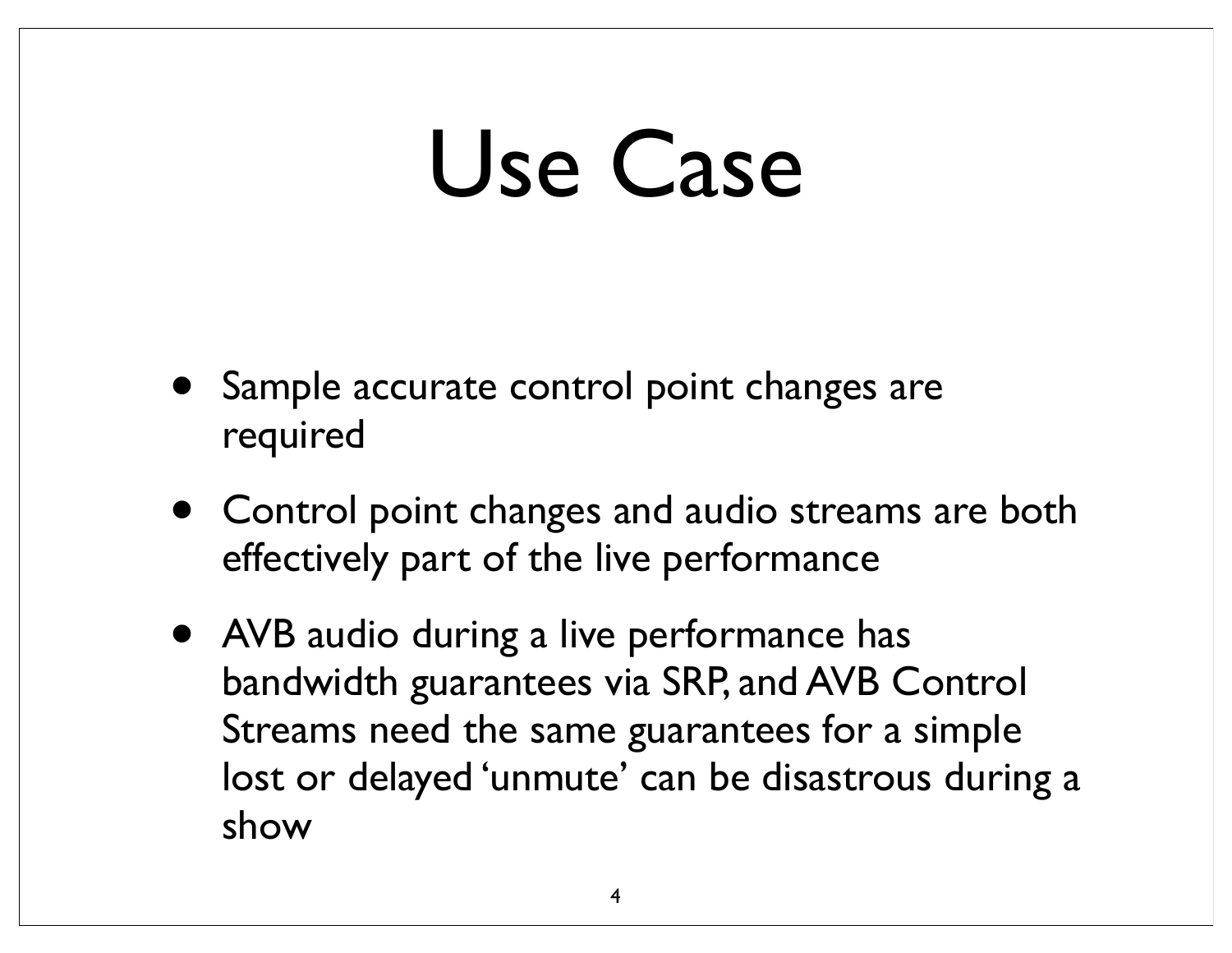# Use Case

- Sample accurate control point changes are required
- Control point changes and audio streams are both effectively part of the live performance
- AVB audio during a live performance has bandwidth guarantees via SRP, and AVB Control Streams need the same guarantees for a simple lost or delayed 'unmute' can be disastrous during a show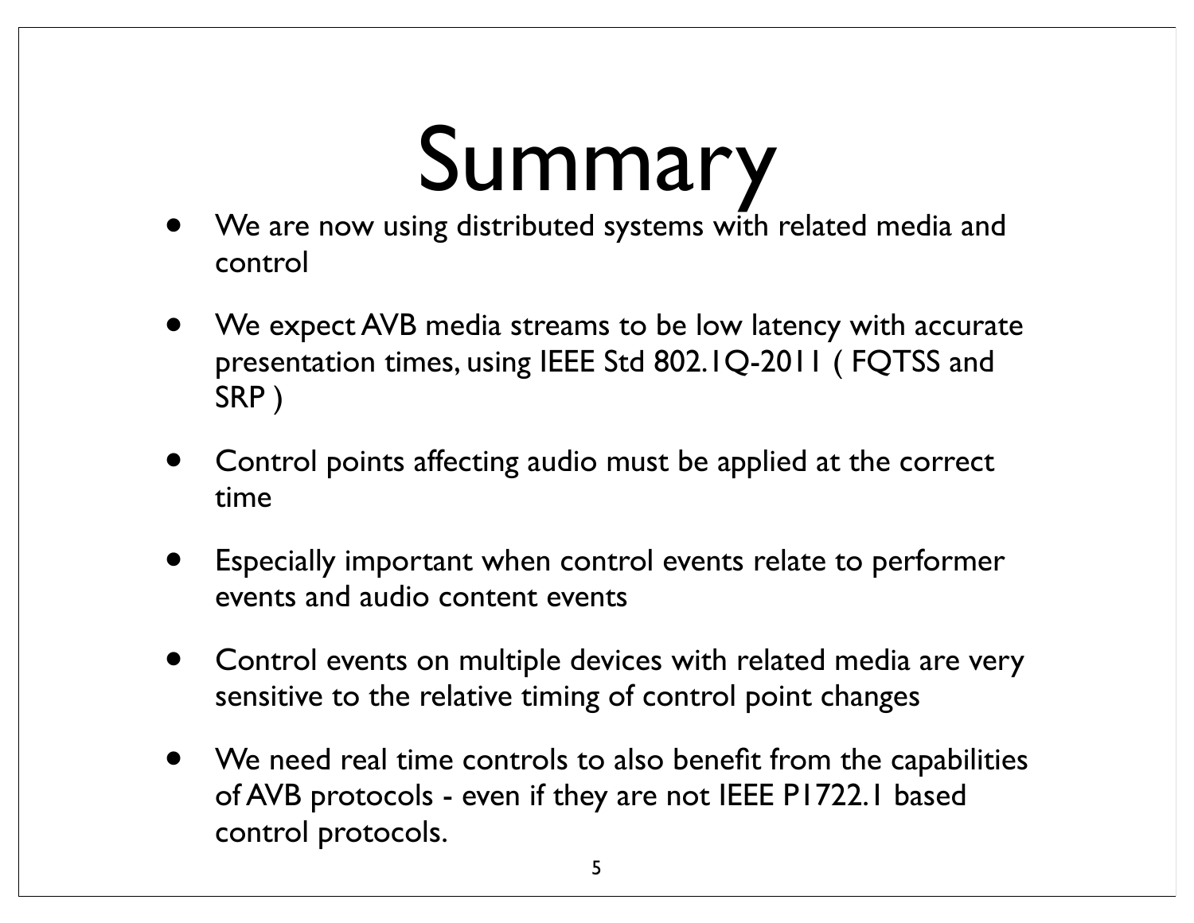# Summary

- We are now using distributed systems with related media and control
- We expect AVB media streams to be low latency with accurate presentation times, using IEEE Std 802.1Q-2011 ( FQTSS and SRP )
- Control points affecting audio must be applied at the correct time
- Especially important when control events relate to performer events and audio content events
- Control events on multiple devices with related media are very sensitive to the relative timing of control point changes
- We need real time controls to also benefit from the capabilities of AVB protocols - even if they are not IEEE P1722.1 based control protocols.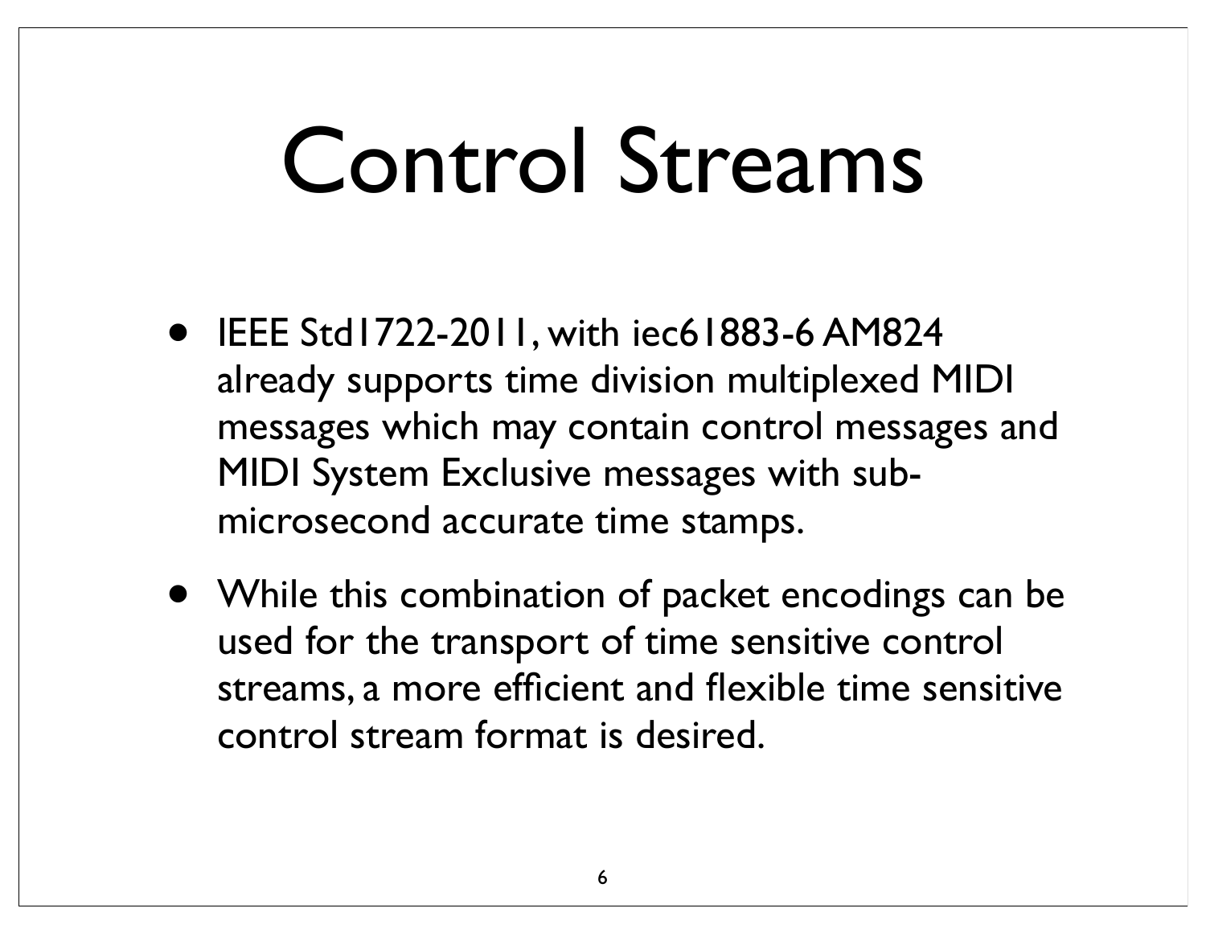# Control Streams

- IEEE Std1722-2011, with iec61883-6 AM824 already supports time division multiplexed MIDI messages which may contain control messages and MIDI System Exclusive messages with sub-microsecond accurate time stamps.
- While this combination of packet encodings can be used for the transport of time sensitive control streams, a more efficient and flexible time sensitive control stream format is desired.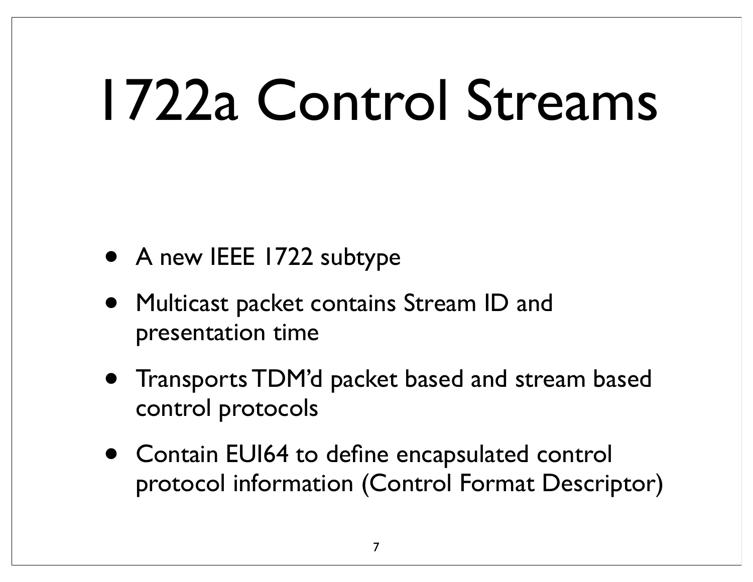# 1722a Control Streams

- A new IEEE 1722 subtype
- Multicast packet contains Stream ID and presentation time
- Transports TDM'd packet based and stream based control protocols
- Contain EUI64 to define encapsulated control protocol information (Control Format Descriptor)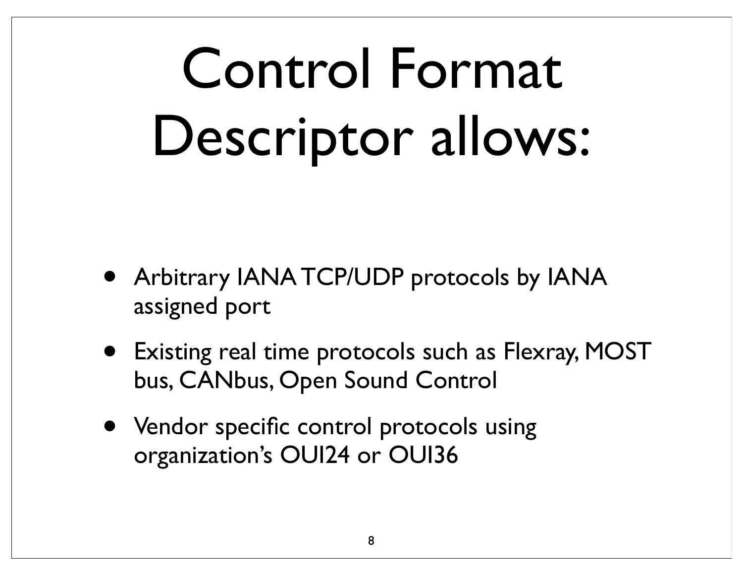# Control Format Descriptor allows:

- Arbitrary IANA TCP/UDP protocols by IANA assigned port
- Existing real time protocols such as Flexray, MOST bus, CANbus, Open Sound Control
- Vendor specific control protocols using organization's OUI24 or OUI36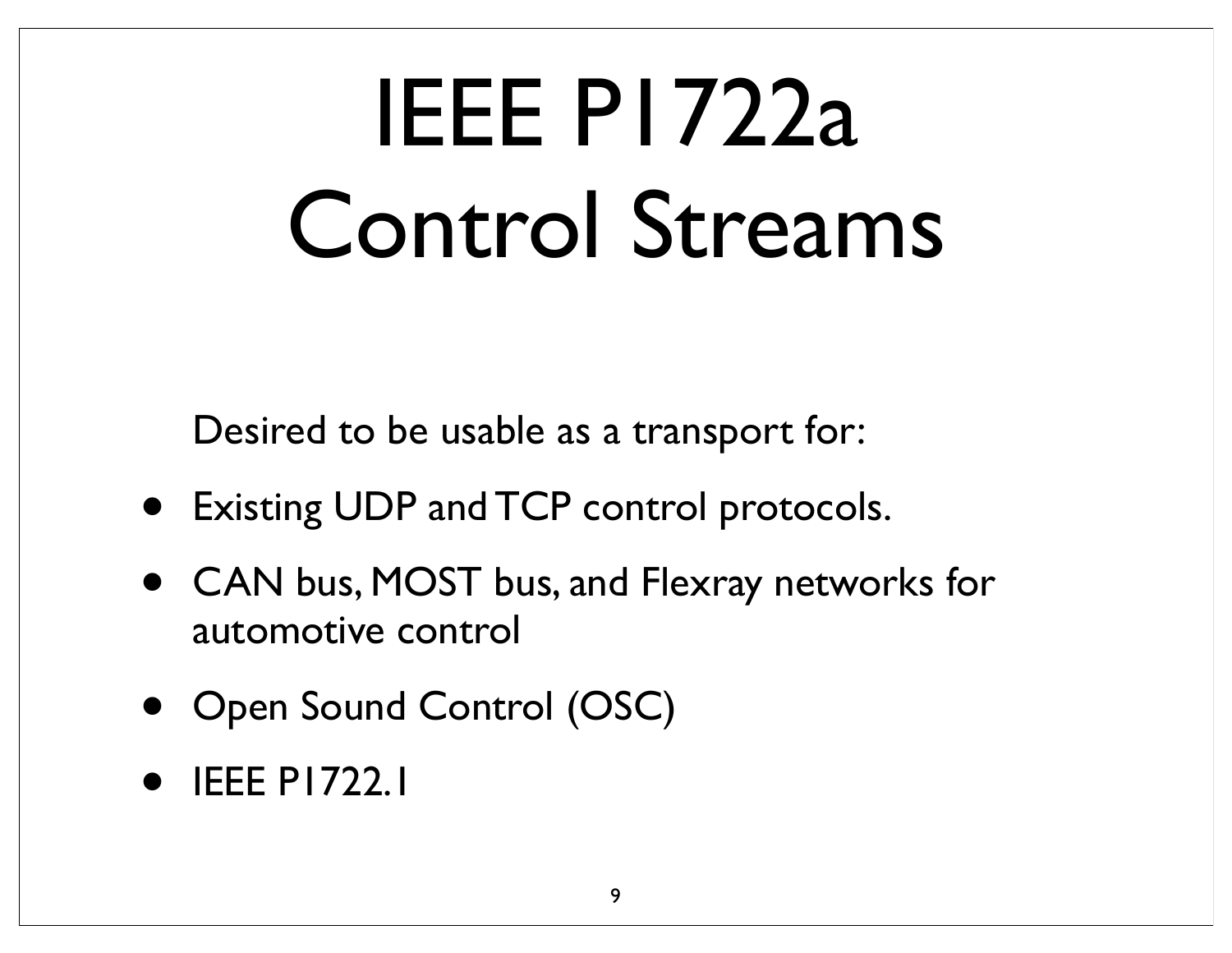# IEEE P1722a Control Streams

Desired to be usable as a transport for:

- Existing UDP and TCP control protocols.
- CAN bus, MOST bus, and Flexray networks for automotive control
- Open Sound Control (OSC)
- IEEE P1722.1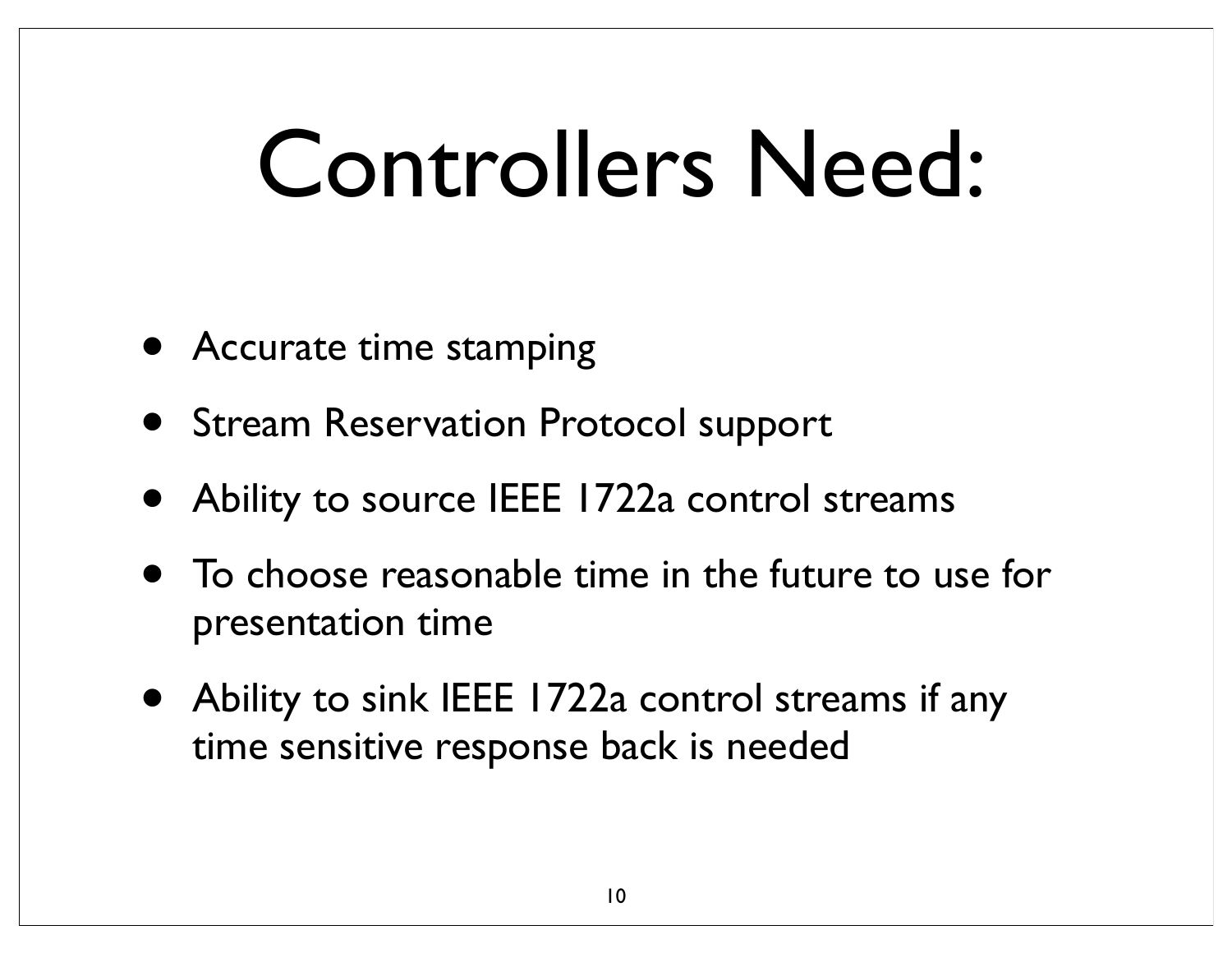# Controllers Need:

- Accurate time stamping
- Stream Reservation Protocol support
- Ability to source IEEE 1722a control streams
- To choose reasonable time in the future to use for presentation time
- Ability to sink IEEE 1722a control streams if any time sensitive response back is needed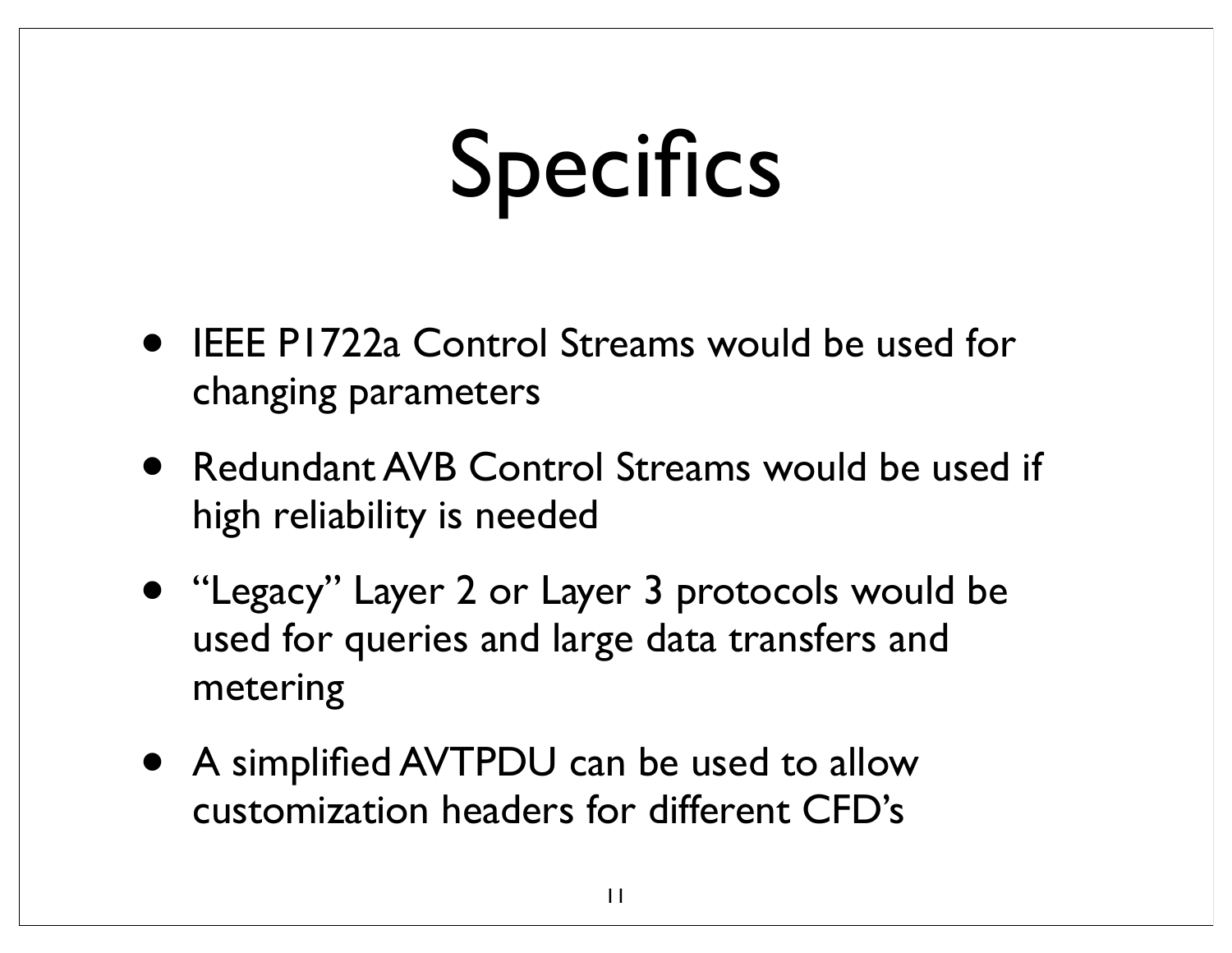# Specifics

- IEEE P1722a Control Streams would be used for changing parameters
- Redundant AVB Control Streams would be used if high reliability is needed
- "Legacy" Layer 2 or Layer 3 protocols would be used for queries and large data transfers and metering
- A simplified AVTPDU can be used to allow customization headers for different CFD's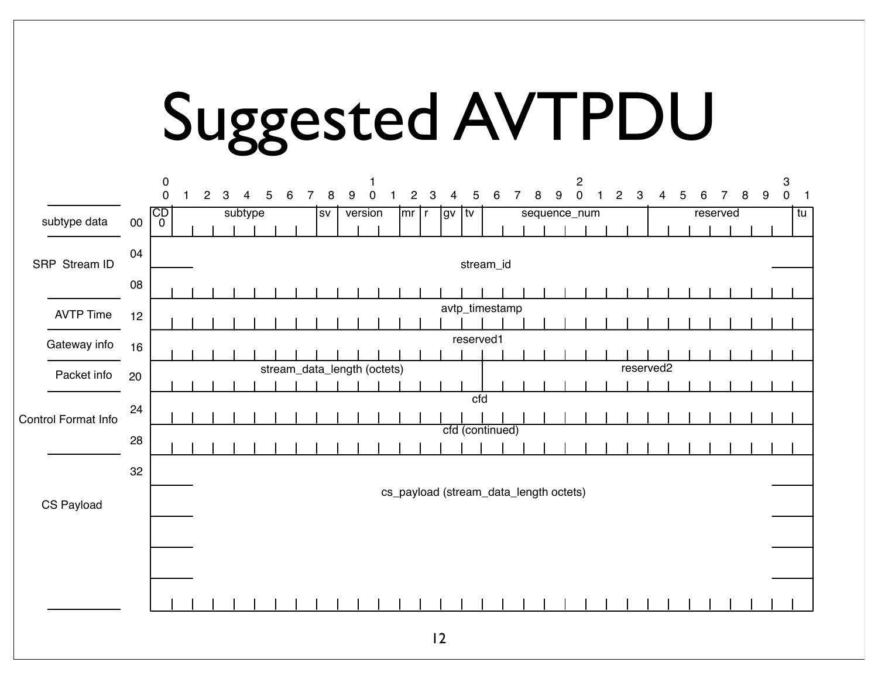# Suggested AVTPDU

| Section | Offset | Bits 0–7 | Bits 8–15 | Bits 16–23 | Bits 24–31 |
|---|---|---|---|---|---|
| subtype data | 00 | CD (0) [bit 0], subtype [bits 1–7] | sv [bit 8], version [bits 9–11], mr [bit 12], r [bit 13], gv [bit 14], tv [bit 15] | sequence_num [bits 16–23] | reserved [bits 24–30], tu [bit 31] |
| SRP Stream ID | 04 | stream_id | | | |
| | 08 | stream_id (continued) | | | |
| AVTP Time | 12 | avtp_timestamp | | | |
| Gateway info | 16 | reserved1 | | | |
| Packet info | 20 | stream_data_length (octets) [bits 0–15] | | reserved2 [bits 16–31] | |
| Control Format Info | 24 | cfd | | | |
| | 28 | cfd (continued) | | | |
| CS Payload | 32 | cs_payload (stream_data_length octets) | | | |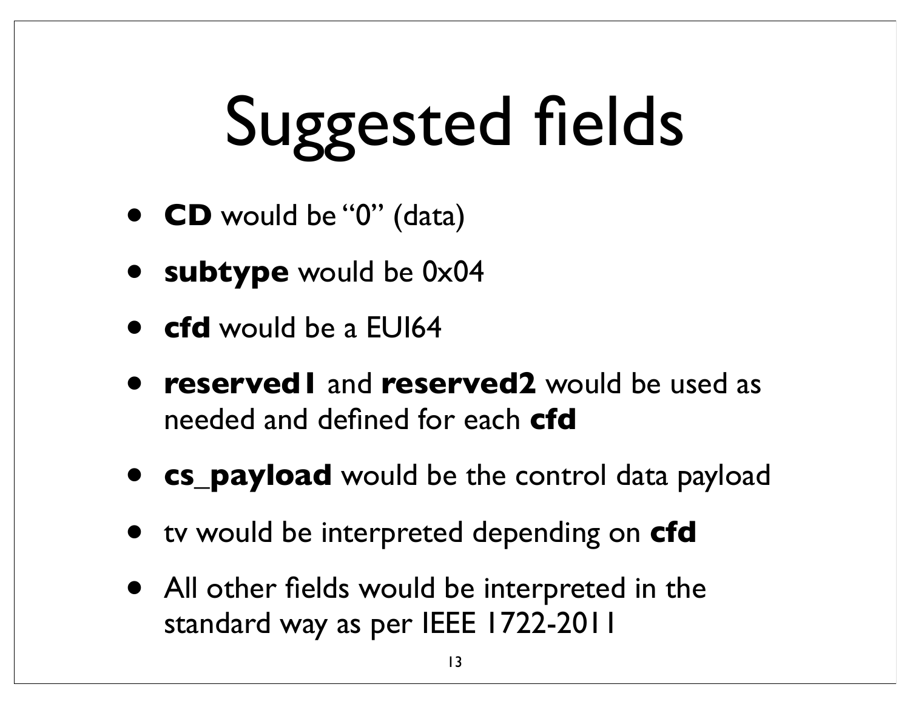# Suggested fields

- **CD** would be "0" (data)
- **subtype** would be 0x04
- **cfd** would be a EUI64
- **reserved1** and **reserved2** would be used as needed and defined for each **cfd**
- **cs_payload** would be the control data payload
- tv would be interpreted depending on **cfd**
- All other fields would be interpreted in the standard way as per IEEE 1722-2011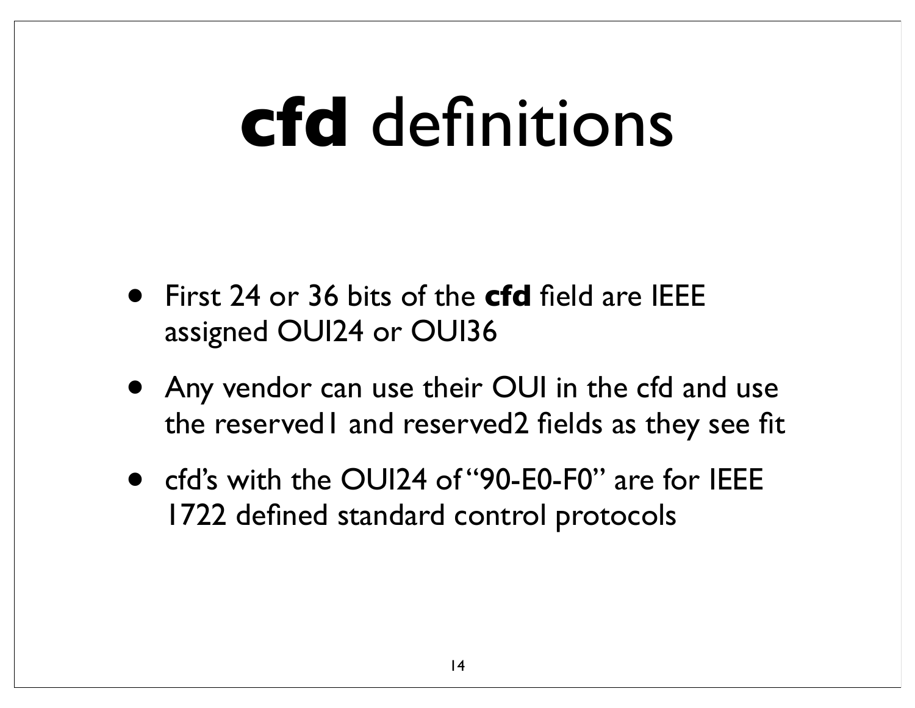# **cfd** definitions

- First 24 or 36 bits of the **cfd** field are IEEE assigned OUI24 or OUI36
- Any vendor can use their OUI in the cfd and use the reserved1 and reserved2 fields as they see fit
- cfd's with the OUI24 of "90-E0-F0" are for IEEE 1722 defined standard control protocols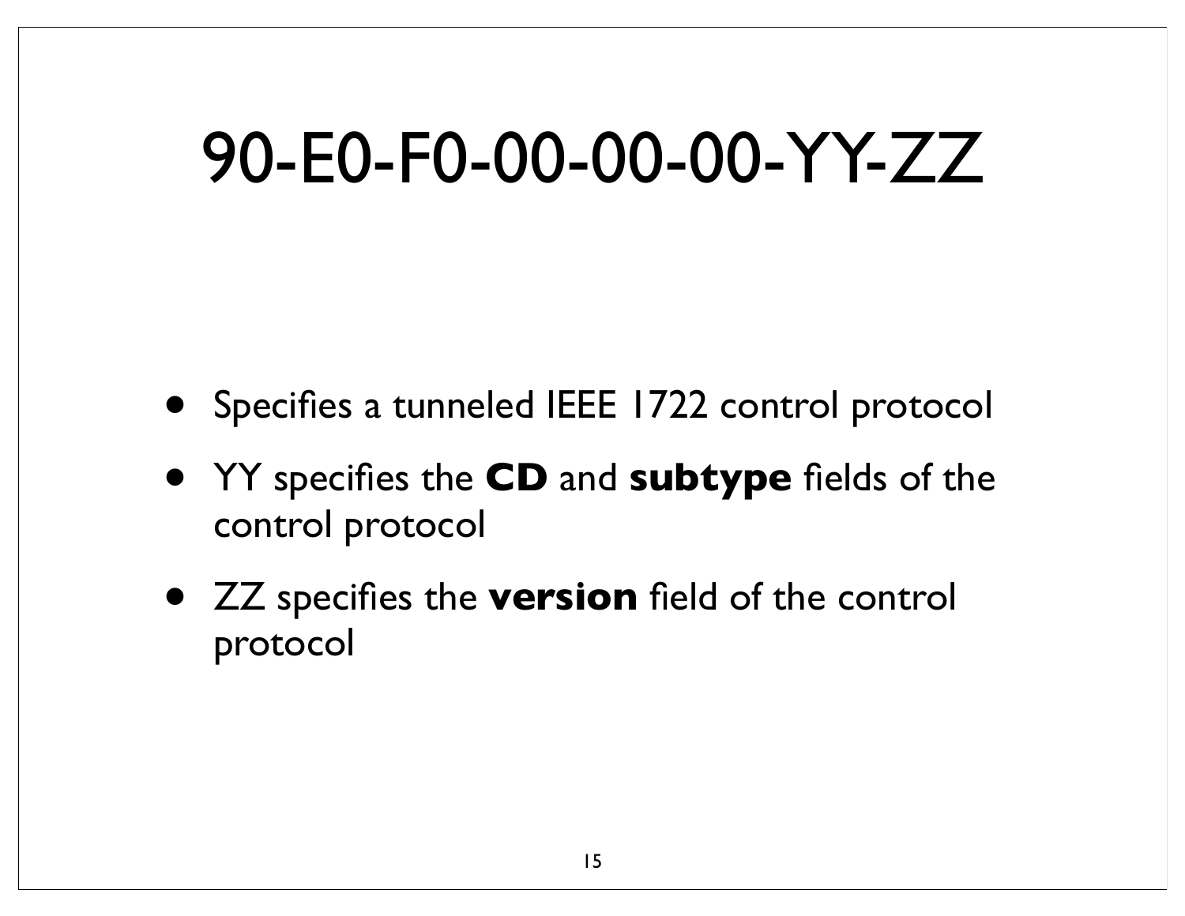# 90-E0-F0-00-00-00-YY-ZZ

- Specifies a tunneled IEEE 1722 control protocol
- YY specifies the **CD** and **subtype** fields of the control protocol
- ZZ specifies the **version** field of the control protocol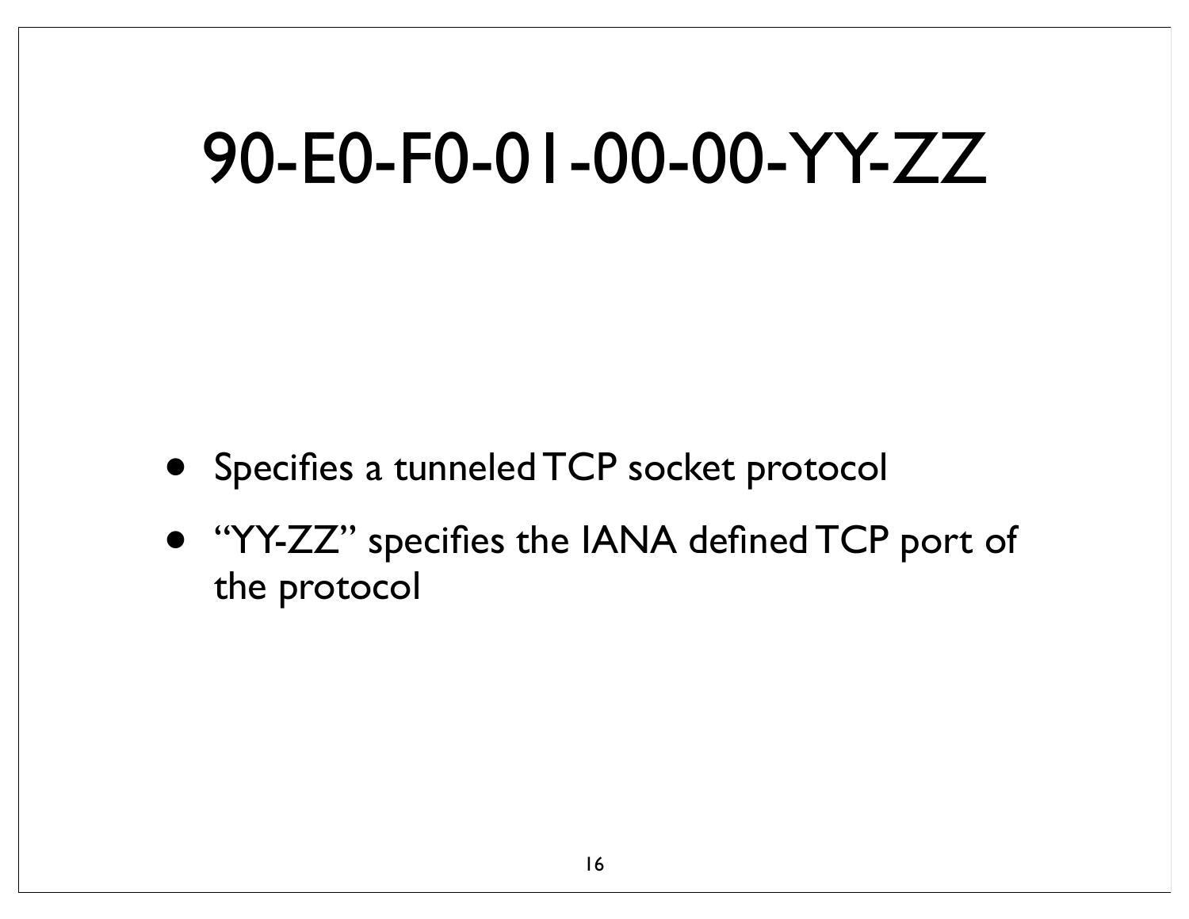# 90-E0-F0-01-00-00-YY-ZZ

- Specifies a tunneled TCP socket protocol
- "YY-ZZ" specifies the IANA defined TCP port of the protocol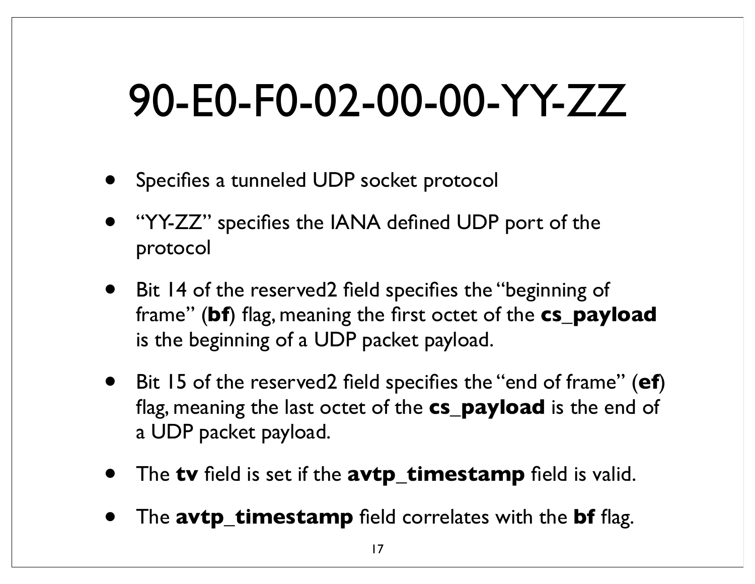# 90-E0-F0-02-00-00-YY-ZZ

- Specifies a tunneled UDP socket protocol
- "YY-ZZ" specifies the IANA defined UDP port of the protocol
- Bit 14 of the reserved2 field specifies the "beginning of frame" (**bf**) flag, meaning the first octet of the **cs_payload** is the beginning of a UDP packet payload.
- Bit 15 of the reserved2 field specifies the "end of frame" (**ef**) flag, meaning the last octet of the **cs_payload** is the end of a UDP packet payload.
- The **tv** field is set if the **avtp_timestamp** field is valid.
- The **avtp_timestamp** field correlates with the **bf** flag.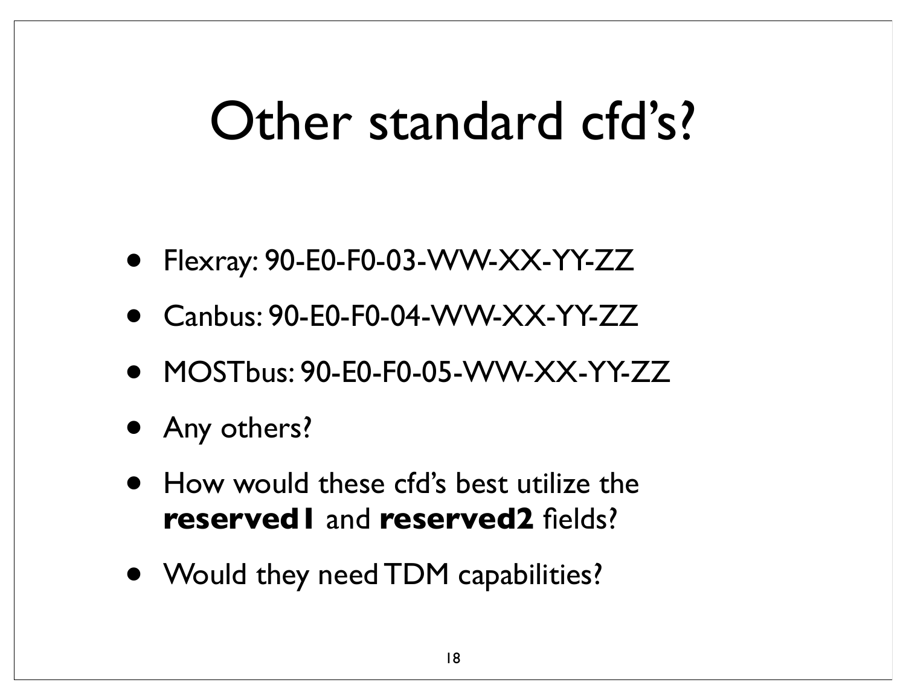# Other standard cfd's?

- Flexray: 90-E0-F0-03-WW-XX-YY-ZZ
- Canbus: 90-E0-F0-04-WW-XX-YY-ZZ
- MOSTbus: 90-E0-F0-05-WW-XX-YY-ZZ
- Any others?
- How would these cfd's best utilize the **reserved1** and **reserved2** fields?
- Would they need TDM capabilities?